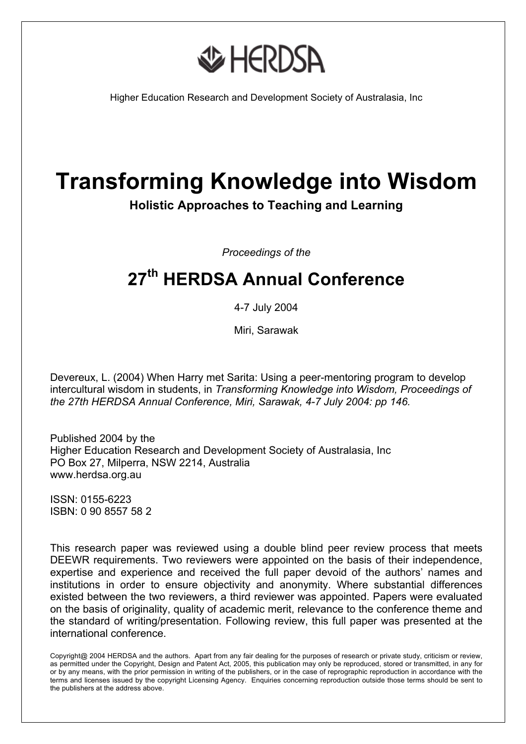HERDSA

Higher Education Research and Development Society of Australasia, Inc

# Transforming Knowledge into Wisdom

**Holistic Approaches to Teaching and Learning**

*Proceedings of the*

## 27th HERDSA Annual Conference

4-7 July 2004

Miri, Sarawak

Devereux, L. (2004) When Harry met Sarita: Using a peer-mentoring program to develop intercultural wisdom in students, in *Transforming Knowledge into Wisdom, Proceedings of the 27th HERDSA Annual Conference, Miri, Sarawak, 4-7 July 2004: pp 146.*

Published 2004 by the
Higher Education Research and Development Society of Australasia, Inc
PO Box 27, Milperra, NSW 2214, Australia
www.herdsa.org.au

ISSN: 0155-6223
ISBN: 0 90 8557 58 2

This research paper was reviewed using a double blind peer review process that meets DEEWR requirements. Two reviewers were appointed on the basis of their independence, expertise and experience and received the full paper devoid of the authors' names and institutions in order to ensure objectivity and anonymity. Where substantial differences existed between the two reviewers, a third reviewer was appointed. Papers were evaluated on the basis of originality, quality of academic merit, relevance to the conference theme and the standard of writing/presentation. Following review, this full paper was presented at the international conference.

Copyright@ 2004 HERDSA and the authors. Apart from any fair dealing for the purposes of research or private study, criticism or review, as permitted under the Copyright, Design and Patent Act, 2005, this publication may only be reproduced, stored or transmitted, in any for or by any means, with the prior permission in writing of the publishers, or in the case of reprographic reproduction in accordance with the terms and licenses issued by the copyright Licensing Agency. Enquiries concerning reproduction outside those terms should be sent to the publishers at the address above.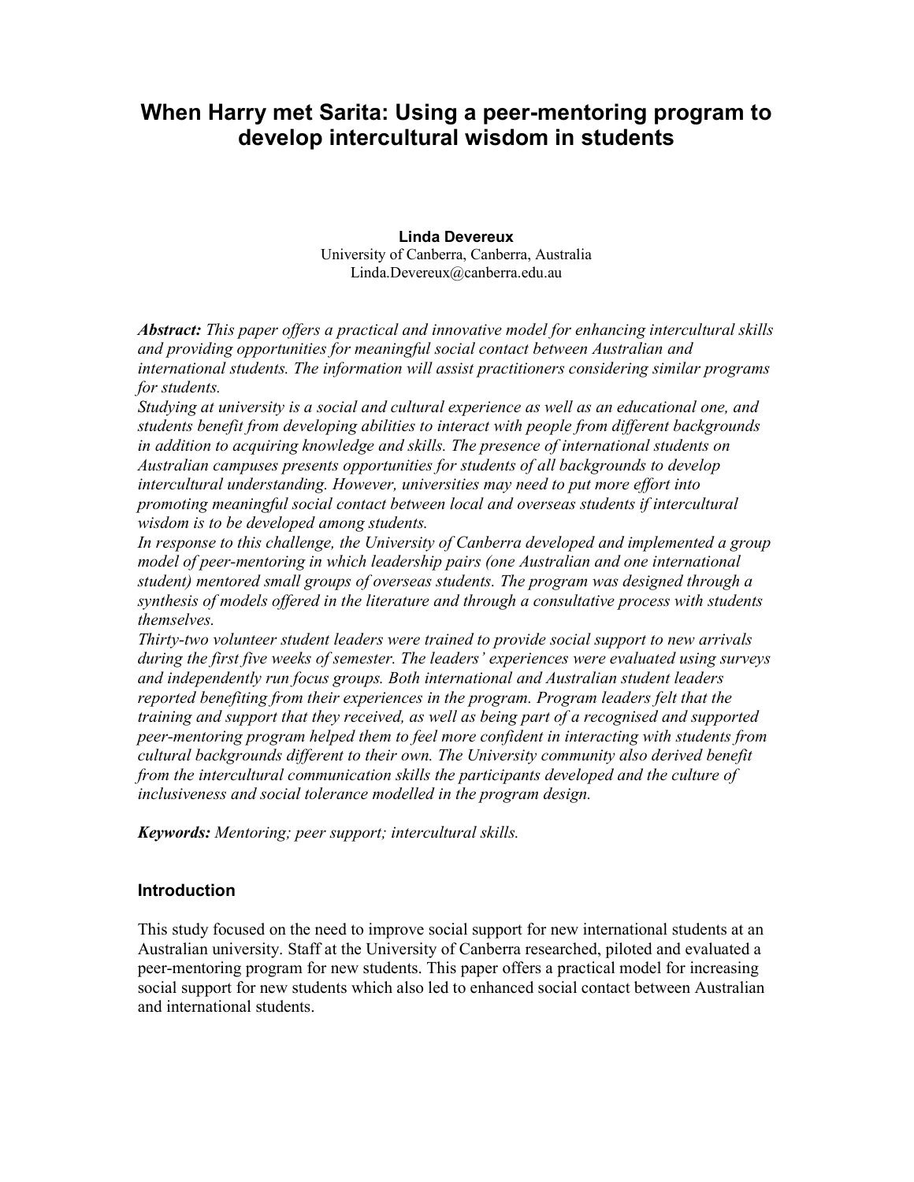# When Harry met Sarita: Using a peer-mentoring program to develop intercultural wisdom in students

**Linda Devereux**
University of Canberra, Canberra, Australia
Linda.Devereux@canberra.edu.au

***Abstract:*** *This paper offers a practical and innovative model for enhancing intercultural skills and providing opportunities for meaningful social contact between Australian and international students. The information will assist practitioners considering similar programs for students.*

*Studying at university is a social and cultural experience as well as an educational one, and students benefit from developing abilities to interact with people from different backgrounds in addition to acquiring knowledge and skills. The presence of international students on Australian campuses presents opportunities for students of all backgrounds to develop intercultural understanding. However, universities may need to put more effort into promoting meaningful social contact between local and overseas students if intercultural wisdom is to be developed among students.*

*In response to this challenge, the University of Canberra developed and implemented a group model of peer-mentoring in which leadership pairs (one Australian and one international student) mentored small groups of overseas students. The program was designed through a synthesis of models offered in the literature and through a consultative process with students themselves.*

*Thirty-two volunteer student leaders were trained to provide social support to new arrivals during the first five weeks of semester. The leaders' experiences were evaluated using surveys and independently run focus groups. Both international and Australian student leaders reported benefiting from their experiences in the program. Program leaders felt that the training and support that they received, as well as being part of a recognised and supported peer-mentoring program helped them to feel more confident in interacting with students from cultural backgrounds different to their own. The University community also derived benefit from the intercultural communication skills the participants developed and the culture of inclusiveness and social tolerance modelled in the program design.*

***Keywords:*** *Mentoring; peer support; intercultural skills.*

## Introduction

This study focused on the need to improve social support for new international students at an Australian university. Staff at the University of Canberra researched, piloted and evaluated a peer-mentoring program for new students. This paper offers a practical model for increasing social support for new students which also led to enhanced social contact between Australian and international students.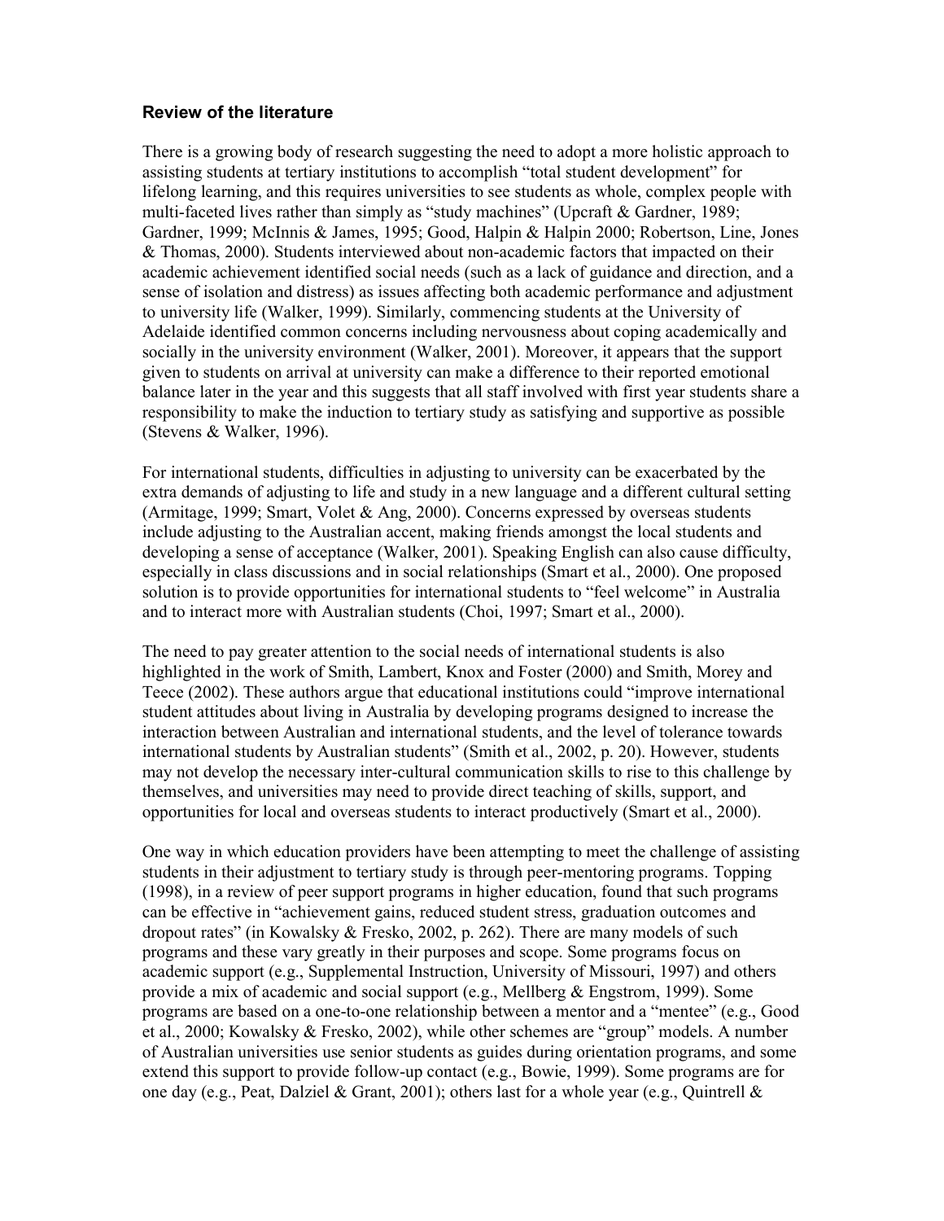## Review of the literature

There is a growing body of research suggesting the need to adopt a more holistic approach to assisting students at tertiary institutions to accomplish "total student development" for lifelong learning, and this requires universities to see students as whole, complex people with multi-faceted lives rather than simply as "study machines" (Upcraft & Gardner, 1989; Gardner, 1999; McInnis & James, 1995; Good, Halpin & Halpin 2000; Robertson, Line, Jones & Thomas, 2000). Students interviewed about non-academic factors that impacted on their academic achievement identified social needs (such as a lack of guidance and direction, and a sense of isolation and distress) as issues affecting both academic performance and adjustment to university life (Walker, 1999). Similarly, commencing students at the University of Adelaide identified common concerns including nervousness about coping academically and socially in the university environment (Walker, 2001). Moreover, it appears that the support given to students on arrival at university can make a difference to their reported emotional balance later in the year and this suggests that all staff involved with first year students share a responsibility to make the induction to tertiary study as satisfying and supportive as possible (Stevens & Walker, 1996).

For international students, difficulties in adjusting to university can be exacerbated by the extra demands of adjusting to life and study in a new language and a different cultural setting (Armitage, 1999; Smart, Volet & Ang, 2000). Concerns expressed by overseas students include adjusting to the Australian accent, making friends amongst the local students and developing a sense of acceptance (Walker, 2001). Speaking English can also cause difficulty, especially in class discussions and in social relationships (Smart et al., 2000). One proposed solution is to provide opportunities for international students to "feel welcome" in Australia and to interact more with Australian students (Choi, 1997; Smart et al., 2000).

The need to pay greater attention to the social needs of international students is also highlighted in the work of Smith, Lambert, Knox and Foster (2000) and Smith, Morey and Teece (2002). These authors argue that educational institutions could "improve international student attitudes about living in Australia by developing programs designed to increase the interaction between Australian and international students, and the level of tolerance towards international students by Australian students" (Smith et al., 2002, p. 20). However, students may not develop the necessary inter-cultural communication skills to rise to this challenge by themselves, and universities may need to provide direct teaching of skills, support, and opportunities for local and overseas students to interact productively (Smart et al., 2000).

One way in which education providers have been attempting to meet the challenge of assisting students in their adjustment to tertiary study is through peer-mentoring programs. Topping (1998), in a review of peer support programs in higher education, found that such programs can be effective in "achievement gains, reduced student stress, graduation outcomes and dropout rates" (in Kowalsky & Fresko, 2002, p. 262). There are many models of such programs and these vary greatly in their purposes and scope. Some programs focus on academic support (e.g., Supplemental Instruction, University of Missouri, 1997) and others provide a mix of academic and social support (e.g., Mellberg & Engstrom, 1999). Some programs are based on a one-to-one relationship between a mentor and a "mentee" (e.g., Good et al., 2000; Kowalsky & Fresko, 2002), while other schemes are "group" models. A number of Australian universities use senior students as guides during orientation programs, and some extend this support to provide follow-up contact (e.g., Bowie, 1999). Some programs are for one day (e.g., Peat, Dalziel & Grant, 2001); others last for a whole year (e.g., Quintrell &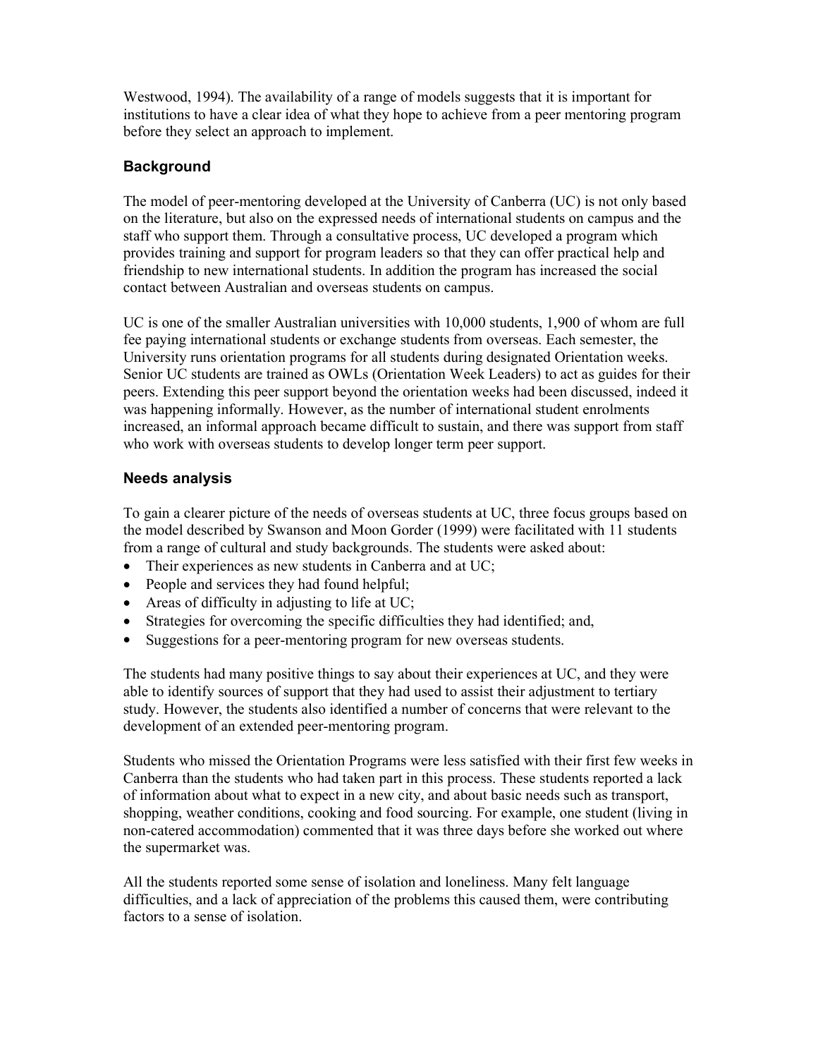Westwood, 1994). The availability of a range of models suggests that it is important for institutions to have a clear idea of what they hope to achieve from a peer mentoring program before they select an approach to implement.

## Background

The model of peer-mentoring developed at the University of Canberra (UC) is not only based on the literature, but also on the expressed needs of international students on campus and the staff who support them. Through a consultative process, UC developed a program which provides training and support for program leaders so that they can offer practical help and friendship to new international students. In addition the program has increased the social contact between Australian and overseas students on campus.

UC is one of the smaller Australian universities with 10,000 students, 1,900 of whom are full fee paying international students or exchange students from overseas. Each semester, the University runs orientation programs for all students during designated Orientation weeks. Senior UC students are trained as OWLs (Orientation Week Leaders) to act as guides for their peers. Extending this peer support beyond the orientation weeks had been discussed, indeed it was happening informally. However, as the number of international student enrolments increased, an informal approach became difficult to sustain, and there was support from staff who work with overseas students to develop longer term peer support.

## Needs analysis

To gain a clearer picture of the needs of overseas students at UC, three focus groups based on the model described by Swanson and Moon Gorder (1999) were facilitated with 11 students from a range of cultural and study backgrounds. The students were asked about:

- Their experiences as new students in Canberra and at UC;
- People and services they had found helpful;
- Areas of difficulty in adjusting to life at UC;
- Strategies for overcoming the specific difficulties they had identified; and,
- Suggestions for a peer-mentoring program for new overseas students.

The students had many positive things to say about their experiences at UC, and they were able to identify sources of support that they had used to assist their adjustment to tertiary study. However, the students also identified a number of concerns that were relevant to the development of an extended peer-mentoring program.

Students who missed the Orientation Programs were less satisfied with their first few weeks in Canberra than the students who had taken part in this process. These students reported a lack of information about what to expect in a new city, and about basic needs such as transport, shopping, weather conditions, cooking and food sourcing. For example, one student (living in non-catered accommodation) commented that it was three days before she worked out where the supermarket was.

All the students reported some sense of isolation and loneliness. Many felt language difficulties, and a lack of appreciation of the problems this caused them, were contributing factors to a sense of isolation.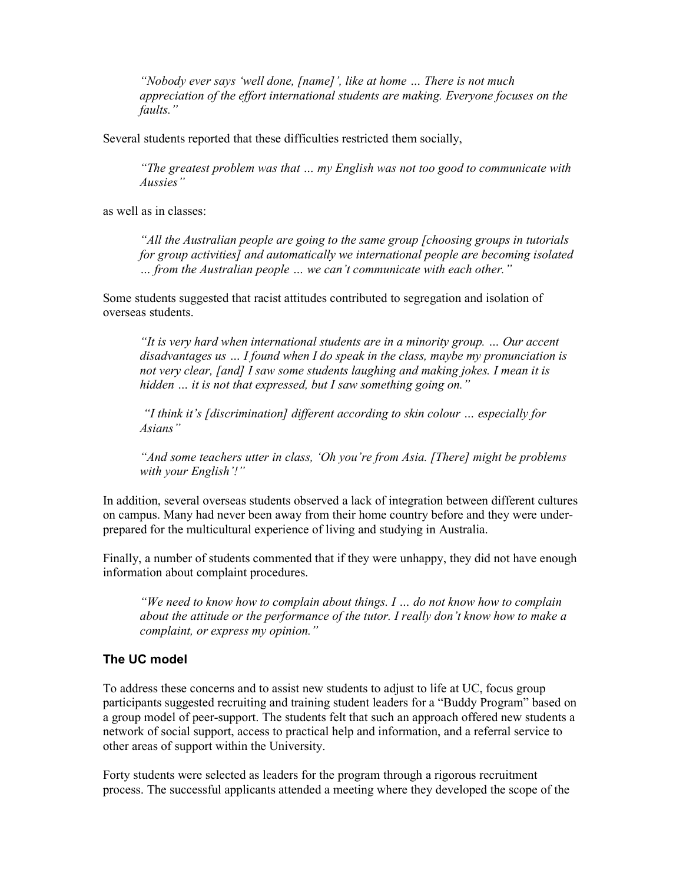> *"Nobody ever says 'well done, [name]', like at home … There is not much appreciation of the effort international students are making. Everyone focuses on the faults."*

Several students reported that these difficulties restricted them socially,

> *"The greatest problem was that … my English was not too good to communicate with Aussies"*

as well as in classes:

> *"All the Australian people are going to the same group [choosing groups in tutorials for group activities] and automatically we international people are becoming isolated … from the Australian people … we can't communicate with each other."*

Some students suggested that racist attitudes contributed to segregation and isolation of overseas students.

> *"It is very hard when international students are in a minority group. … Our accent disadvantages us … I found when I do speak in the class, maybe my pronunciation is not very clear, [and] I saw some students laughing and making jokes. I mean it is hidden … it is not that expressed, but I saw something going on."*

> *"I think it's [discrimination] different according to skin colour … especially for Asians"*

> *"And some teachers utter in class, 'Oh you're from Asia. [There] might be problems with your English'!"*

In addition, several overseas students observed a lack of integration between different cultures on campus. Many had never been away from their home country before and they were under-prepared for the multicultural experience of living and studying in Australia.

Finally, a number of students commented that if they were unhappy, they did not have enough information about complaint procedures.

> *"We need to know how to complain about things. I … do not know how to complain about the attitude or the performance of the tutor. I really don't know how to make a complaint, or express my opinion."*

## The UC model

To address these concerns and to assist new students to adjust to life at UC, focus group participants suggested recruiting and training student leaders for a "Buddy Program" based on a group model of peer-support. The students felt that such an approach offered new students a network of social support, access to practical help and information, and a referral service to other areas of support within the University.

Forty students were selected as leaders for the program through a rigorous recruitment process. The successful applicants attended a meeting where they developed the scope of the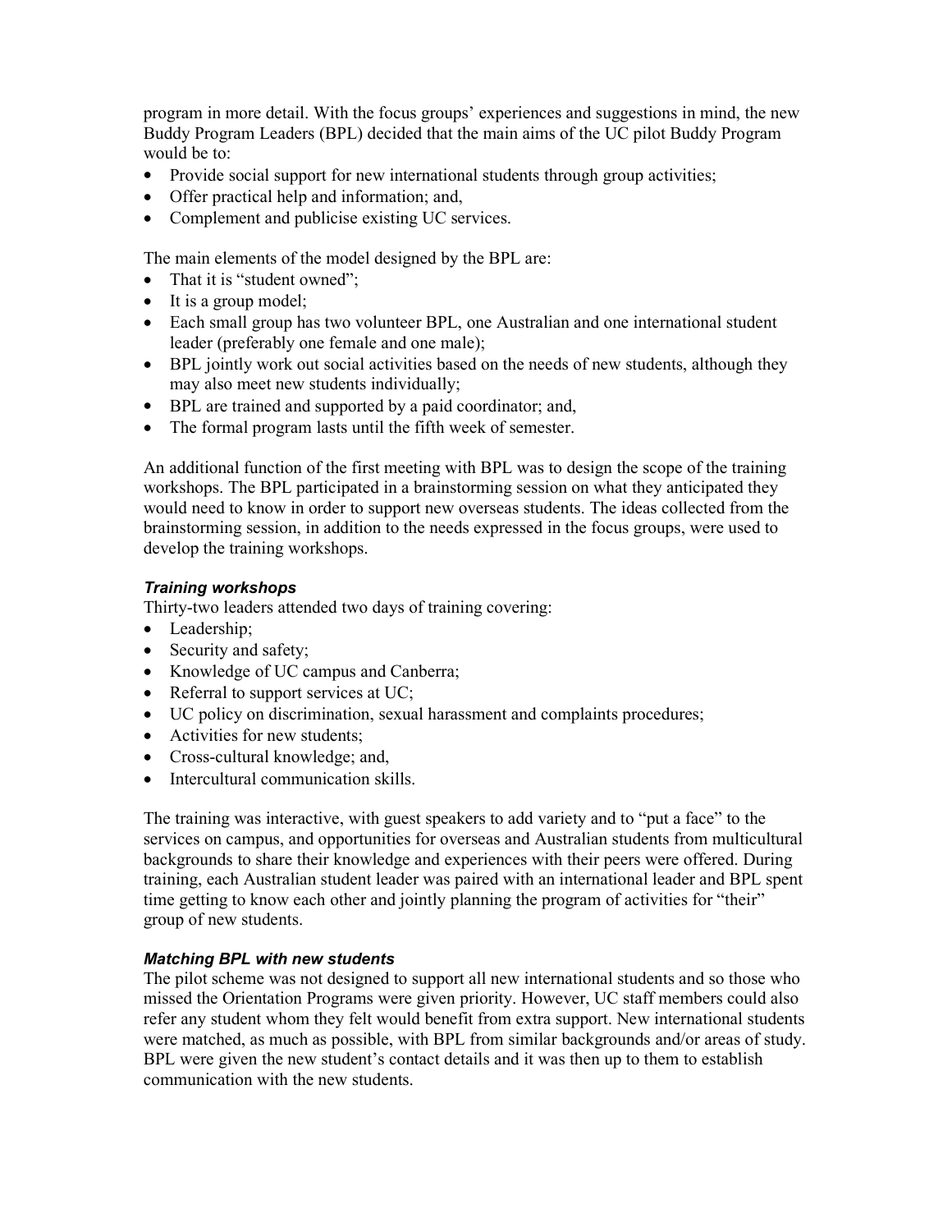program in more detail. With the focus groups' experiences and suggestions in mind, the new Buddy Program Leaders (BPL) decided that the main aims of the UC pilot Buddy Program would be to:

- Provide social support for new international students through group activities;
- Offer practical help and information; and,
- Complement and publicise existing UC services.

The main elements of the model designed by the BPL are:

- That it is "student owned";
- It is a group model;
- Each small group has two volunteer BPL, one Australian and one international student leader (preferably one female and one male);
- BPL jointly work out social activities based on the needs of new students, although they may also meet new students individually;
- BPL are trained and supported by a paid coordinator; and,
- The formal program lasts until the fifth week of semester.

An additional function of the first meeting with BPL was to design the scope of the training workshops. The BPL participated in a brainstorming session on what they anticipated they would need to know in order to support new overseas students. The ideas collected from the brainstorming session, in addition to the needs expressed in the focus groups, were used to develop the training workshops.

### *Training workshops*

Thirty-two leaders attended two days of training covering:

- Leadership;
- Security and safety;
- Knowledge of UC campus and Canberra;
- Referral to support services at UC;
- UC policy on discrimination, sexual harassment and complaints procedures;
- Activities for new students;
- Cross-cultural knowledge; and,
- Intercultural communication skills.

The training was interactive, with guest speakers to add variety and to "put a face" to the services on campus, and opportunities for overseas and Australian students from multicultural backgrounds to share their knowledge and experiences with their peers were offered. During training, each Australian student leader was paired with an international leader and BPL spent time getting to know each other and jointly planning the program of activities for "their" group of new students.

### *Matching BPL with new students*

The pilot scheme was not designed to support all new international students and so those who missed the Orientation Programs were given priority. However, UC staff members could also refer any student whom they felt would benefit from extra support. New international students were matched, as much as possible, with BPL from similar backgrounds and/or areas of study. BPL were given the new student's contact details and it was then up to them to establish communication with the new students.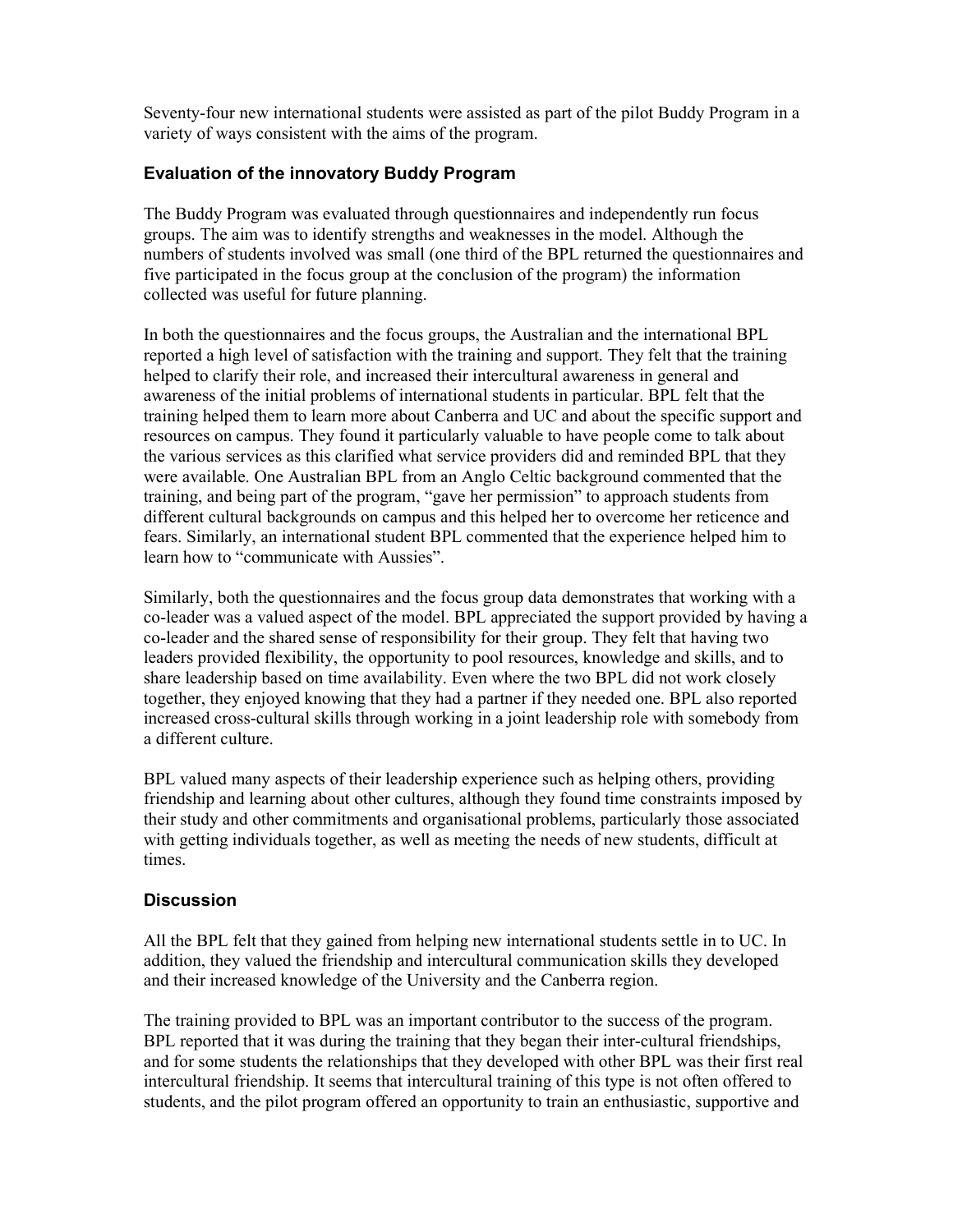Seventy-four new international students were assisted as part of the pilot Buddy Program in a variety of ways consistent with the aims of the program.

### Evaluation of the innovatory Buddy Program

The Buddy Program was evaluated through questionnaires and independently run focus groups. The aim was to identify strengths and weaknesses in the model. Although the numbers of students involved was small (one third of the BPL returned the questionnaires and five participated in the focus group at the conclusion of the program) the information collected was useful for future planning.

In both the questionnaires and the focus groups, the Australian and the international BPL reported a high level of satisfaction with the training and support. They felt that the training helped to clarify their role, and increased their intercultural awareness in general and awareness of the initial problems of international students in particular. BPL felt that the training helped them to learn more about Canberra and UC and about the specific support and resources on campus. They found it particularly valuable to have people come to talk about the various services as this clarified what service providers did and reminded BPL that they were available. One Australian BPL from an Anglo Celtic background commented that the training, and being part of the program, "gave her permission" to approach students from different cultural backgrounds on campus and this helped her to overcome her reticence and fears. Similarly, an international student BPL commented that the experience helped him to learn how to "communicate with Aussies".

Similarly, both the questionnaires and the focus group data demonstrates that working with a co-leader was a valued aspect of the model. BPL appreciated the support provided by having a co-leader and the shared sense of responsibility for their group. They felt that having two leaders provided flexibility, the opportunity to pool resources, knowledge and skills, and to share leadership based on time availability. Even where the two BPL did not work closely together, they enjoyed knowing that they had a partner if they needed one. BPL also reported increased cross-cultural skills through working in a joint leadership role with somebody from a different culture.

BPL valued many aspects of their leadership experience such as helping others, providing friendship and learning about other cultures, although they found time constraints imposed by their study and other commitments and organisational problems, particularly those associated with getting individuals together, as well as meeting the needs of new students, difficult at times.

### Discussion

All the BPL felt that they gained from helping new international students settle in to UC. In addition, they valued the friendship and intercultural communication skills they developed and their increased knowledge of the University and the Canberra region.

The training provided to BPL was an important contributor to the success of the program. BPL reported that it was during the training that they began their inter-cultural friendships, and for some students the relationships that they developed with other BPL was their first real intercultural friendship. It seems that intercultural training of this type is not often offered to students, and the pilot program offered an opportunity to train an enthusiastic, supportive and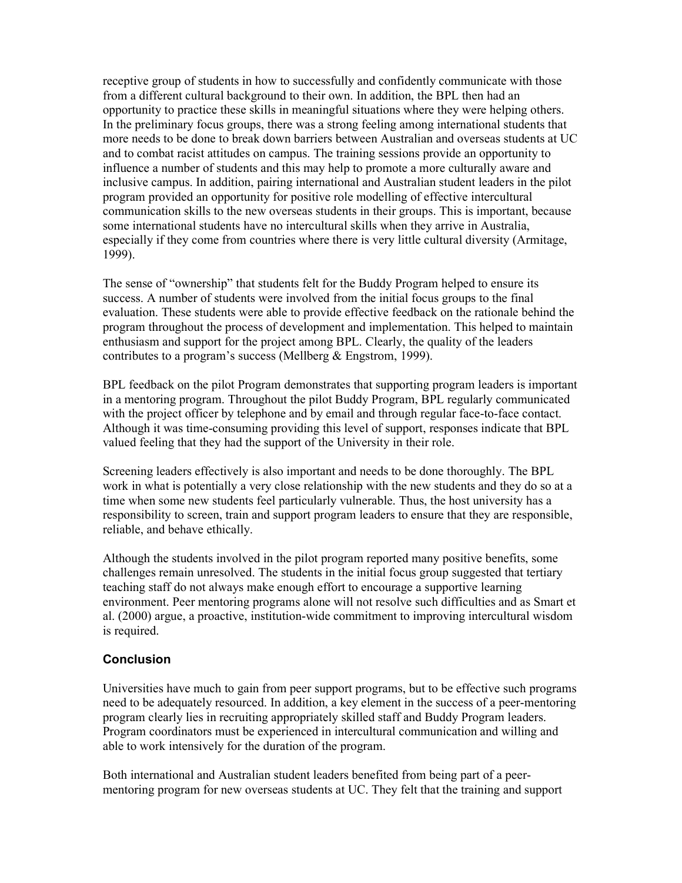receptive group of students in how to successfully and confidently communicate with those from a different cultural background to their own. In addition, the BPL then had an opportunity to practice these skills in meaningful situations where they were helping others. In the preliminary focus groups, there was a strong feeling among international students that more needs to be done to break down barriers between Australian and overseas students at UC and to combat racist attitudes on campus. The training sessions provide an opportunity to influence a number of students and this may help to promote a more culturally aware and inclusive campus. In addition, pairing international and Australian student leaders in the pilot program provided an opportunity for positive role modelling of effective intercultural communication skills to the new overseas students in their groups. This is important, because some international students have no intercultural skills when they arrive in Australia, especially if they come from countries where there is very little cultural diversity (Armitage, 1999).

The sense of "ownership" that students felt for the Buddy Program helped to ensure its success. A number of students were involved from the initial focus groups to the final evaluation. These students were able to provide effective feedback on the rationale behind the program throughout the process of development and implementation. This helped to maintain enthusiasm and support for the project among BPL. Clearly, the quality of the leaders contributes to a program's success (Mellberg & Engstrom, 1999).

BPL feedback on the pilot Program demonstrates that supporting program leaders is important in a mentoring program. Throughout the pilot Buddy Program, BPL regularly communicated with the project officer by telephone and by email and through regular face-to-face contact. Although it was time-consuming providing this level of support, responses indicate that BPL valued feeling that they had the support of the University in their role.

Screening leaders effectively is also important and needs to be done thoroughly. The BPL work in what is potentially a very close relationship with the new students and they do so at a time when some new students feel particularly vulnerable. Thus, the host university has a responsibility to screen, train and support program leaders to ensure that they are responsible, reliable, and behave ethically.

Although the students involved in the pilot program reported many positive benefits, some challenges remain unresolved. The students in the initial focus group suggested that tertiary teaching staff do not always make enough effort to encourage a supportive learning environment. Peer mentoring programs alone will not resolve such difficulties and as Smart et al. (2000) argue, a proactive, institution-wide commitment to improving intercultural wisdom is required.

## Conclusion

Universities have much to gain from peer support programs, but to be effective such programs need to be adequately resourced. In addition, a key element in the success of a peer-mentoring program clearly lies in recruiting appropriately skilled staff and Buddy Program leaders. Program coordinators must be experienced in intercultural communication and willing and able to work intensively for the duration of the program.

Both international and Australian student leaders benefited from being part of a peer-mentoring program for new overseas students at UC. They felt that the training and support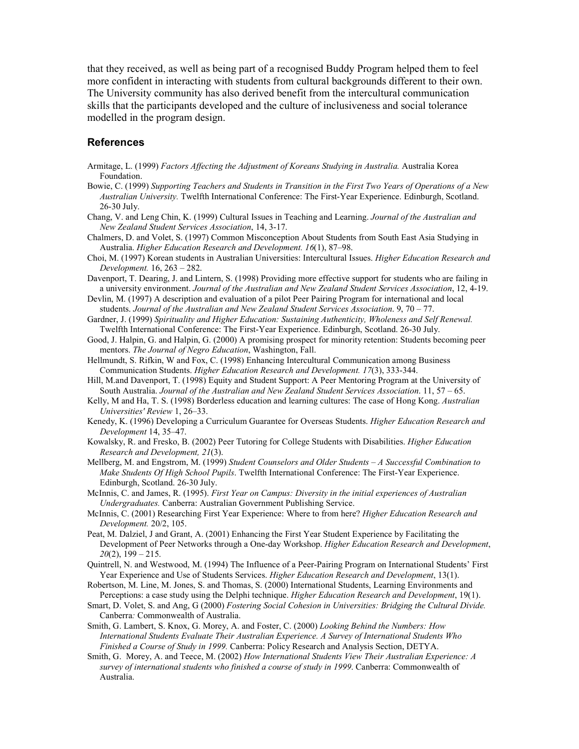that they received, as well as being part of a recognised Buddy Program helped them to feel more confident in interacting with students from cultural backgrounds different to their own. The University community has also derived benefit from the intercultural communication skills that the participants developed and the culture of inclusiveness and social tolerance modelled in the program design.

## References

Armitage, L. (1999) *Factors Affecting the Adjustment of Koreans Studying in Australia.* Australia Korea Foundation.

Bowie, C. (1999) *Supporting Teachers and Students in Transition in the First Two Years of Operations of a New Australian University.* Twelfth International Conference: The First-Year Experience. Edinburgh, Scotland. 26-30 July.

Chang, V. and Leng Chin, K. (1999) Cultural Issues in Teaching and Learning. *Journal of the Australian and New Zealand Student Services Association*, 14, 3-17.

Chalmers, D. and Volet, S. (1997) Common Misconception About Students from South East Asia Studying in Australia. *Higher Education Research and Development. 16*(1), 87–98.

Choi, M. (1997) Korean students in Australian Universities: Intercultural Issues. *Higher Education Research and Development.* 16, 263 – 282.

Davenport, T. Dearing, J. and Lintern, S. (1998) Providing more effective support for students who are failing in a university environment. *Journal of the Australian and New Zealand Student Services Association*, 12, 4-19.

Devlin, M. (1997) A description and evaluation of a pilot Peer Pairing Program for international and local students. *Journal of the Australian and New Zealand Student Services Association*. 9, 70 – 77.

Gardner, J. (1999) *Spirituality and Higher Education: Sustaining Authenticity, Wholeness and Self Renewal.* Twelfth International Conference: The First-Year Experience. Edinburgh, Scotland. 26-30 July.

Good, J. Halpin, G. and Halpin, G. (2000) A promising prospect for minority retention: Students becoming peer mentors. *The Journal of Negro Education*, Washington, Fall.

Hellmundt, S. Rifkin, W and Fox, C. (1998) Enhancing Intercultural Communication among Business Communication Students. *Higher Education Research and Development. 17*(3), 333-344.

Hill, M.and Davenport, T. (1998) Equity and Student Support: A Peer Mentoring Program at the University of South Australia. *Journal of the Australian and New Zealand Student Services Association*. 11, 57 – 65.

Kelly, M and Ha, T. S. (1998) Borderless education and learning cultures: The case of Hong Kong. *Australian Universities' Review* 1, 26–33.

Kenedy, K. (1996) Developing a Curriculum Guarantee for Overseas Students. *Higher Education Research and Development* 14, 35–47.

Kowalsky, R. and Fresko, B. (2002) Peer Tutoring for College Students with Disabilities. *Higher Education Research and Development, 21*(3).

Mellberg, M. and Engstrom, M. (1999) *Student Counselors and Older Students – A Successful Combination to Make Students Of High School Pupils*. Twelfth International Conference: The First-Year Experience. Edinburgh, Scotland. 26-30 July.

McInnis, C. and James, R. (1995). *First Year on Campus: Diversity in the initial experiences of Australian Undergraduates.* Canberra: Australian Government Publishing Service.

McInnis, C. (2001) Researching First Year Experience: Where to from here? *Higher Education Research and Development.* 20/2, 105.

Peat, M. Dalziel, J and Grant, A. (2001) Enhancing the First Year Student Experience by Facilitating the Development of Peer Networks through a One-day Workshop. *Higher Education Research and Development*, *20*(2), 199 – 215.

Quintrell, N. and Westwood, M. (1994) The Influence of a Peer-Pairing Program on International Students' First Year Experience and Use of Students Services. *Higher Education Research and Development*, 13(1).

Robertson, M. Line, M. Jones, S. and Thomas, S. (2000) International Students, Learning Environments and Perceptions: a case study using the Delphi technique. *Higher Education Research and Development*, 19(1).

Smart, D. Volet, S. and Ang, G (2000) *Fostering Social Cohesion in Universities: Bridging the Cultural Divide.* Canberra*:* Commonwealth of Australia.

Smith, G. Lambert, S. Knox, G. Morey, A. and Foster, C. (2000) *Looking Behind the Numbers: How International Students Evaluate Their Australian Experience. A Survey of International Students Who Finished a Course of Study in 1999.* Canberra: Policy Research and Analysis Section, DETYA.

Smith, G. Morey, A. and Teece, M. (2002) *How International Students View Their Australian Experience: A survey of international students who finished a course of study in 1999*. Canberra: Commonwealth of Australia.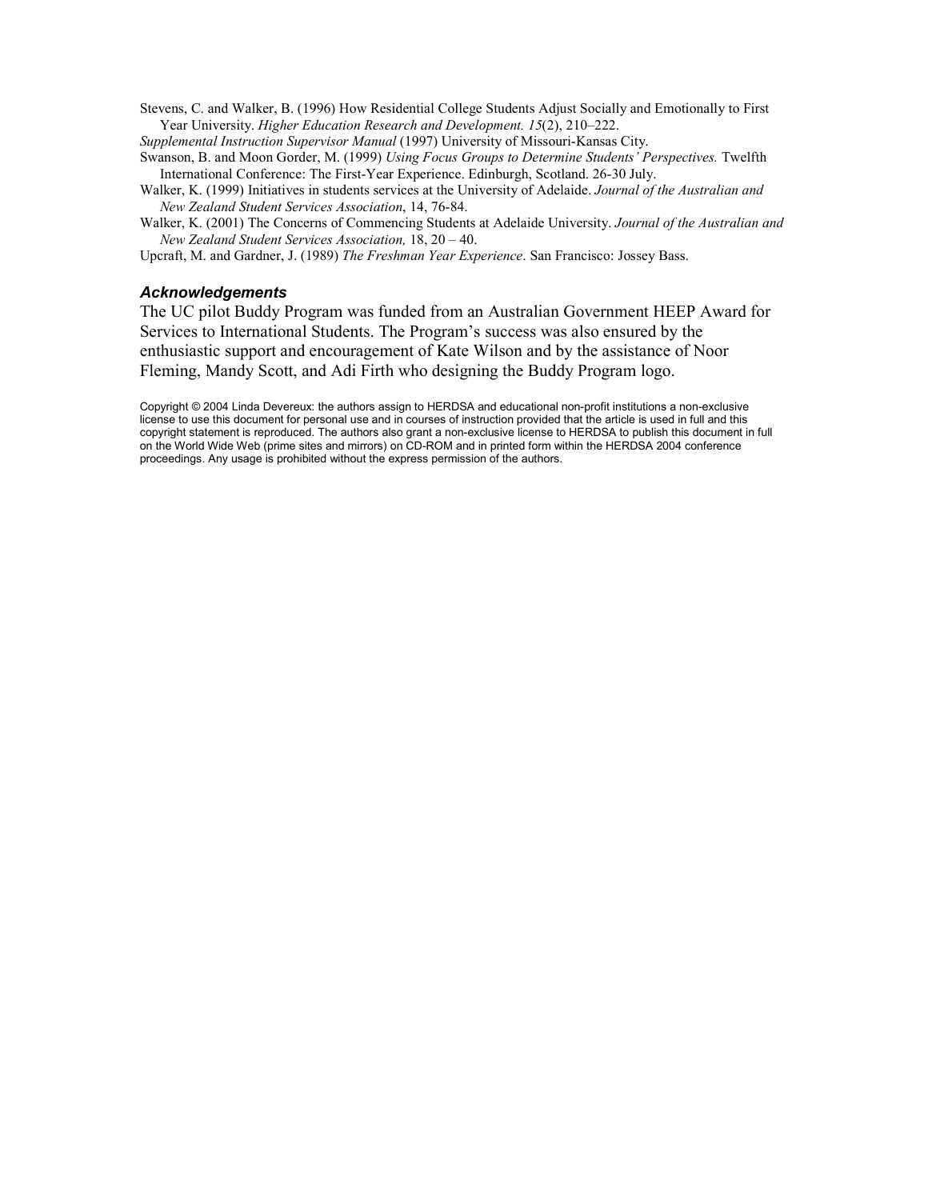Stevens, C. and Walker, B. (1996) How Residential College Students Adjust Socially and Emotionally to First Year University. *Higher Education Research and Development. 15*(2), 210–222.

*Supplemental Instruction Supervisor Manual* (1997) University of Missouri-Kansas City.

Swanson, B. and Moon Gorder, M. (1999) *Using Focus Groups to Determine Students' Perspectives.* Twelfth International Conference: The First-Year Experience. Edinburgh, Scotland. 26-30 July.

Walker, K. (1999) Initiatives in students services at the University of Adelaide. *Journal of the Australian and New Zealand Student Services Association*, 14, 76-84.

Walker, K. (2001) The Concerns of Commencing Students at Adelaide University. *Journal of the Australian and New Zealand Student Services Association,* 18, 20 – 40.

Upcraft, M. and Gardner, J. (1989) *The Freshman Year Experience*. San Francisco: Jossey Bass.

### *Acknowledgements*

The UC pilot Buddy Program was funded from an Australian Government HEEP Award for Services to International Students. The Program's success was also ensured by the enthusiastic support and encouragement of Kate Wilson and by the assistance of Noor Fleming, Mandy Scott, and Adi Firth who designing the Buddy Program logo.

Copyright © 2004 Linda Devereux: the authors assign to HERDSA and educational non-profit institutions a non-exclusive license to use this document for personal use and in courses of instruction provided that the article is used in full and this copyright statement is reproduced. The authors also grant a non-exclusive license to HERDSA to publish this document in full on the World Wide Web (prime sites and mirrors) on CD-ROM and in printed form within the HERDSA 2004 conference proceedings. Any usage is prohibited without the express permission of the authors.